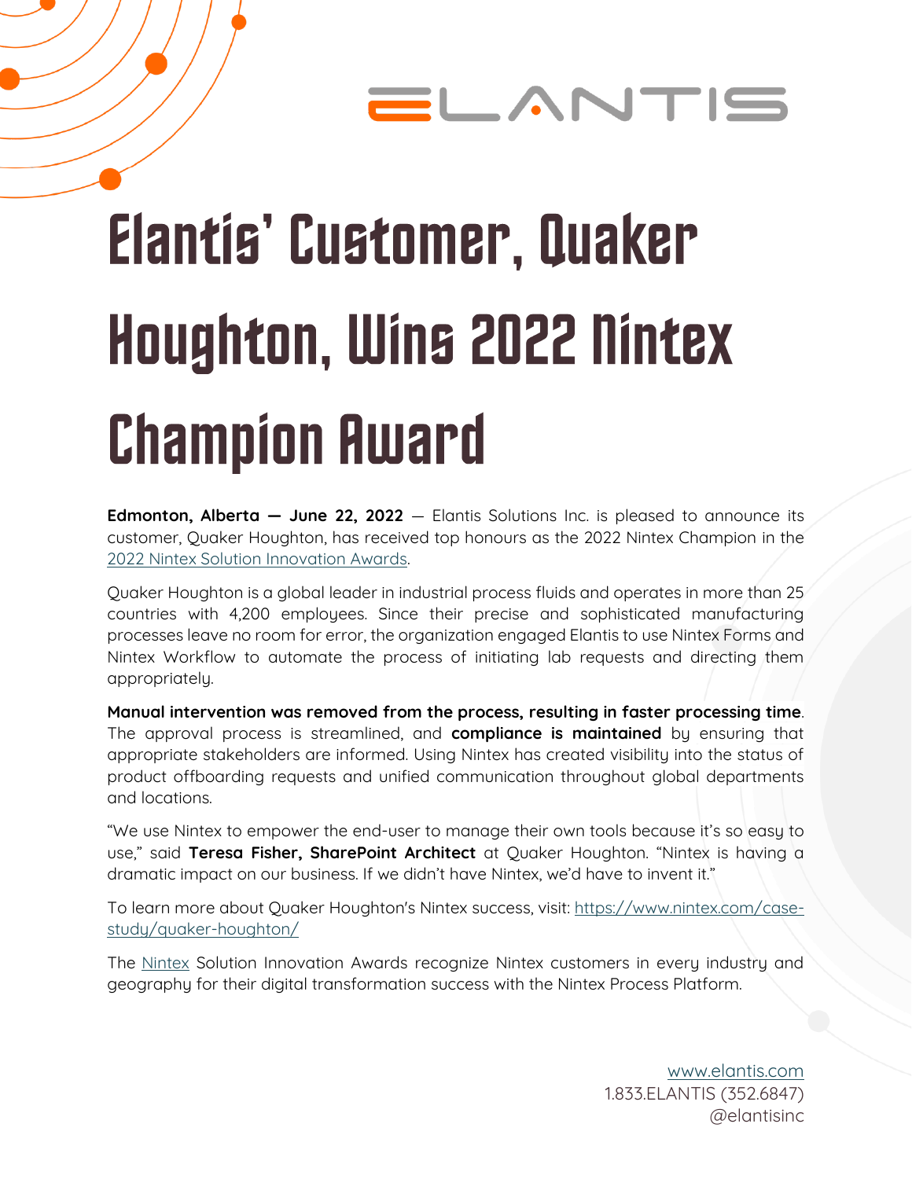ELANTIS

# Elantis' Customer, Quaker Houghton, Wins 2022 Nintex Champion Award

**Edmonton, Alberta — June 22, 2022** — Elantis Solutions Inc. is pleased to announce its customer, Quaker Houghton, has received top honours as the 2022 Nintex Champion in the 2022 Nintex Solution Innovation Awards.

Quaker Houghton is a global leader in industrial process fluids and operates in more than 25 countries with 4,200 employees. Since their precise and sophisticated manufacturing processes leave no room for error, the organization engaged Elantis to use Nintex Forms and Nintex Workflow to automate the process of initiating lab requests and directing them appropriately.

**Manual intervention was removed from the process, resulting in faster processing time**. The approval process is streamlined, and **compliance is maintained** by ensuring that appropriate stakeholders are informed. Using Nintex has created visibility into the status of product offboarding requests and unified communication throughout global departments and locations.

"We use Nintex to empower the end-user to manage their own tools because it's so easy to use," said **Teresa Fisher, SharePoint Architect** at Quaker Houghton. "Nintex is having a dramatic impact on our business. If we didn't have Nintex, we'd have to invent it."

To learn more about Quaker Houghton's Nintex success, visit: https://www.nintex.com/case-study/quaker-houghton/

The Nintex Solution Innovation Awards recognize Nintex customers in every industry and geography for their digital transformation success with the Nintex Process Platform.

www.elantis.com
1.833.ELANTIS (352.6847)
@elantisinc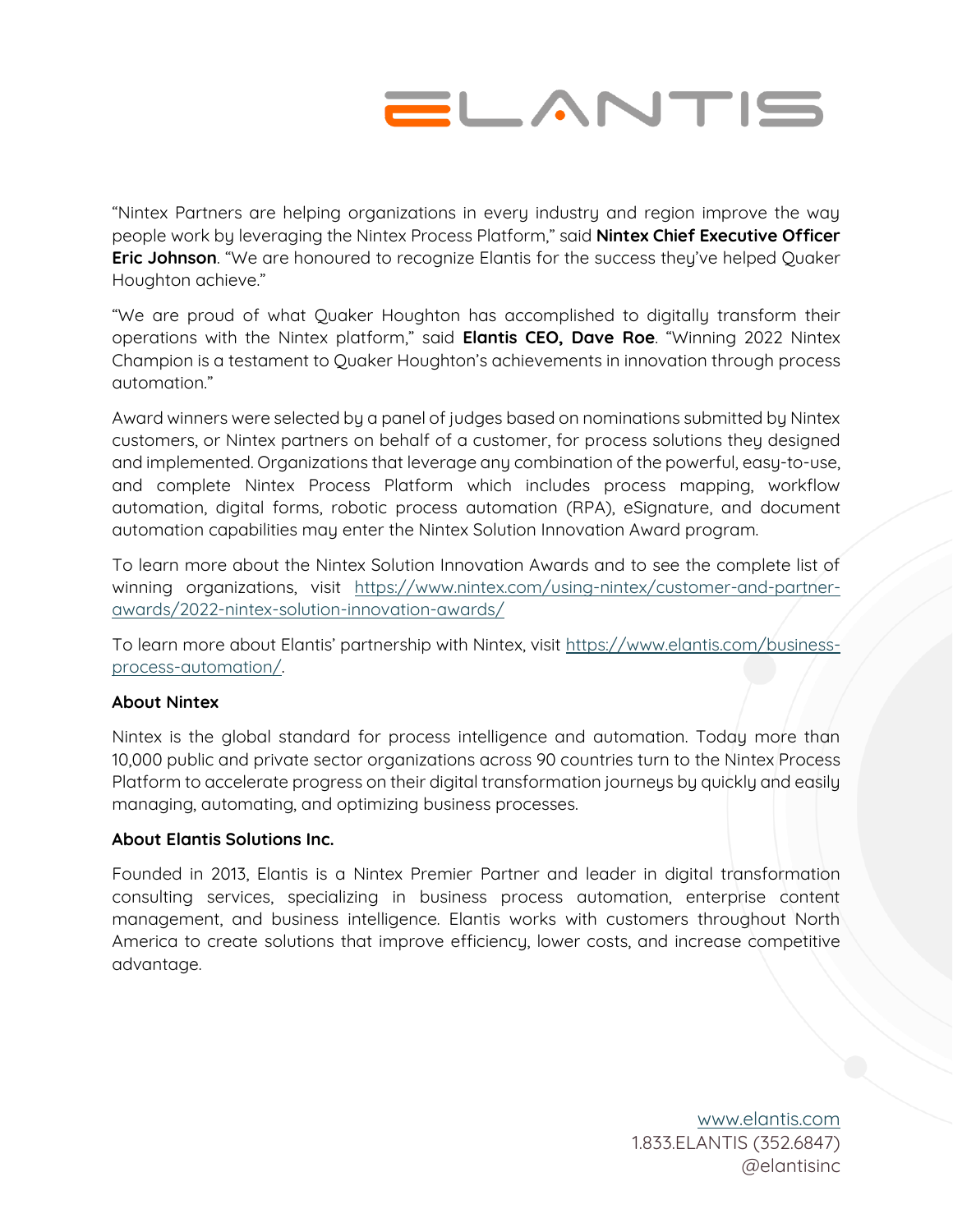"Nintex Partners are helping organizations in every industry and region improve the way people work by leveraging the Nintex Process Platform," said **Nintex Chief Executive Officer Eric Johnson**. "We are honoured to recognize Elantis for the success they've helped Quaker Houghton achieve."

"We are proud of what Quaker Houghton has accomplished to digitally transform their operations with the Nintex platform," said **Elantis CEO, Dave Roe**. "Winning 2022 Nintex Champion is a testament to Quaker Houghton's achievements in innovation through process automation."

Award winners were selected by a panel of judges based on nominations submitted by Nintex customers, or Nintex partners on behalf of a customer, for process solutions they designed and implemented. Organizations that leverage any combination of the powerful, easy-to-use, and complete Nintex Process Platform which includes process mapping, workflow automation, digital forms, robotic process automation (RPA), eSignature, and document automation capabilities may enter the Nintex Solution Innovation Award program.

To learn more about the Nintex Solution Innovation Awards and to see the complete list of winning organizations, visit https://www.nintex.com/using-nintex/customer-and-partner-awards/2022-nintex-solution-innovation-awards/

To learn more about Elantis' partnership with Nintex, visit https://www.elantis.com/business-process-automation/.

**About Nintex**

Nintex is the global standard for process intelligence and automation. Today more than 10,000 public and private sector organizations across 90 countries turn to the Nintex Process Platform to accelerate progress on their digital transformation journeys by quickly and easily managing, automating, and optimizing business processes.

**About Elantis Solutions Inc.**

Founded in 2013, Elantis is a Nintex Premier Partner and leader in digital transformation consulting services, specializing in business process automation, enterprise content management, and business intelligence. Elantis works with customers throughout North America to create solutions that improve efficiency, lower costs, and increase competitive advantage.

www.elantis.com
1.833.ELANTIS (352.6847)
@elantisinc